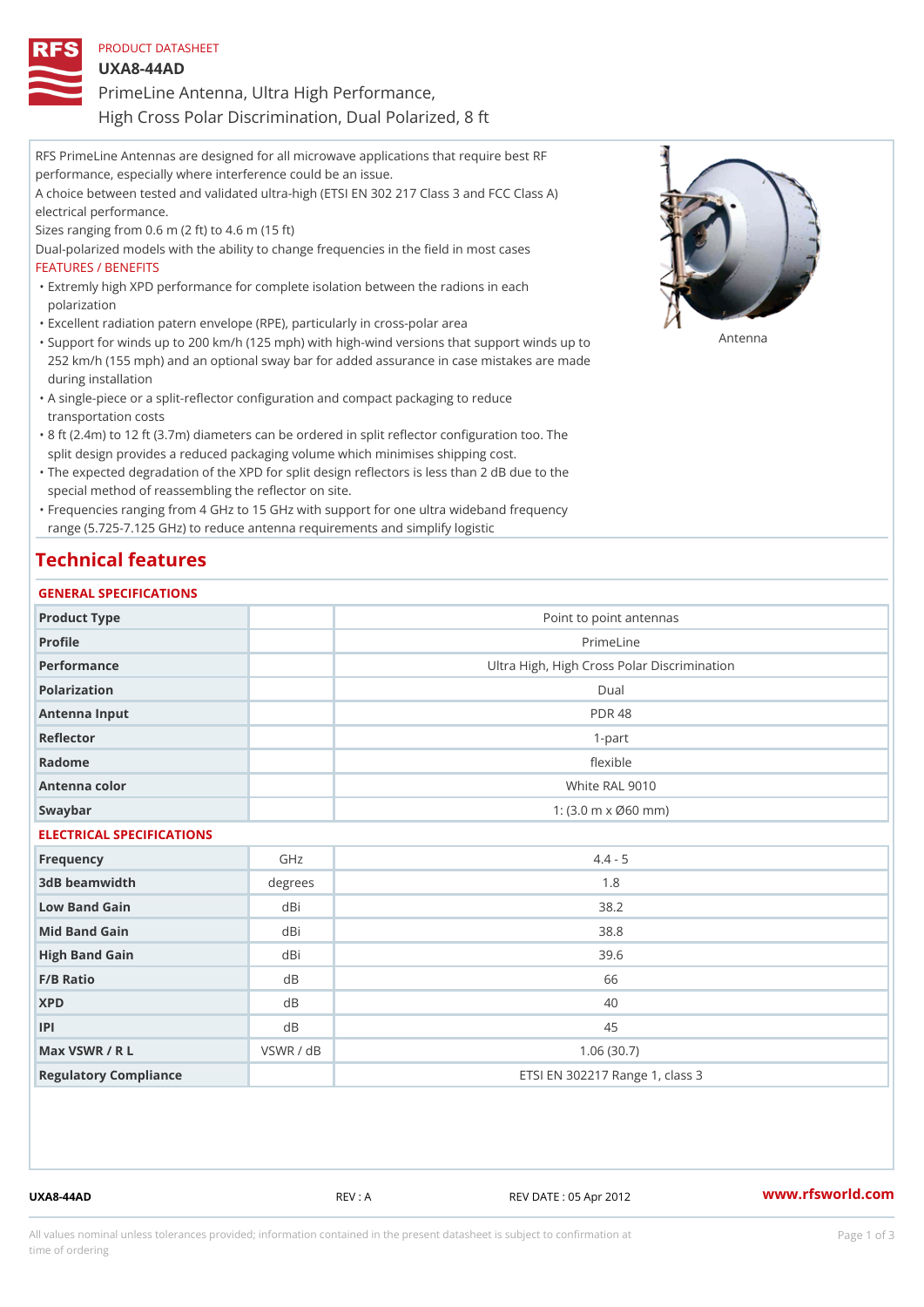PRODUCT DATASHEET

# UXA8-44AD

PrimeLine Antenna, Ultra High Performance,
High Cross Polar Discrimination, Dual Polarized, 8 ft

RFS PrimeLine Antennas are designed for all microwave applications that require best RF performance, especially where interference could be an issue.
A choice between tested and validated ultra-high (ETSI EN 302 217 Class 3 and FCC Class A) electrical performance.
Sizes ranging from 0.6 m (2 ft) to 4.6 m (15 ft)
Dual-polarized models with the ability to change frequencies in the field in most cases

FEATURES / BENEFITS

- Extremly high XPD performance for complete isolation between the radions in each polarization
- Excellent radiation patern envelope (RPE), particularly in cross-polar area
- Support for winds up to 200 km/h (125 mph) with high-wind versions that support winds up to 252 km/h (155 mph) and an optional sway bar for added assurance in case mistakes are made during installation
- A single-piece or a split-reflector configuration and compact packaging to reduce transportation costs
- 8 ft (2.4m) to 12 ft (3.7m) diameters can be ordered in split reflector configuration too. The split design provides a reduced packaging volume which minimises shipping cost.
- The expected degradation of the XPD for split design reflectors is less than 2 dB due to the special method of reassembling the reflector on site.
- Frequencies ranging from 4 GHz to 15 GHz with support for one ultra wideband frequency range (5.725-7.125 GHz) to reduce antenna requirements and simplify logistic

Antenna

## Technical features

### GENERAL SPECIFICATIONS

| | | |
|---|---|---|
| Product Type | | Point to point antennas |
| Profile | | PrimeLine |
| Performance | | Ultra High, High Cross Polar Discrimination |
| Polarization | | Dual |
| Antenna Input | | PDR 48 |
| Reflector | | 1-part |
| Radome | | flexible |
| Antenna color | | White RAL 9010 |
| Swaybar | | 1: (3.0 m x Ø60 mm) |

### ELECTRICAL SPECIFICATIONS

| | | |
|---|---|---|
| Frequency | GHz | 4.4 - 5 |
| 3dB beamwidth | degrees | 1.8 |
| Low Band Gain | dBi | 38.2 |
| Mid Band Gain | dBi | 38.8 |
| High Band Gain | dBi | 39.6 |
| F/B Ratio | dB | 66 |
| XPD | dB | 40 |
| IPI | dB | 45 |
| Max VSWR / R L | VSWR / dB | 1.06 (30.7) |
| Regulatory Compliance | | ETSI EN 302217 Range 1, class 3 |

UXA8-44AD REV : A REV DATE : 05 Apr 2012 www.rfsworld.com

All values nominal unless tolerances provided; information contained in the present datasheet is subject to confirmation at time of ordering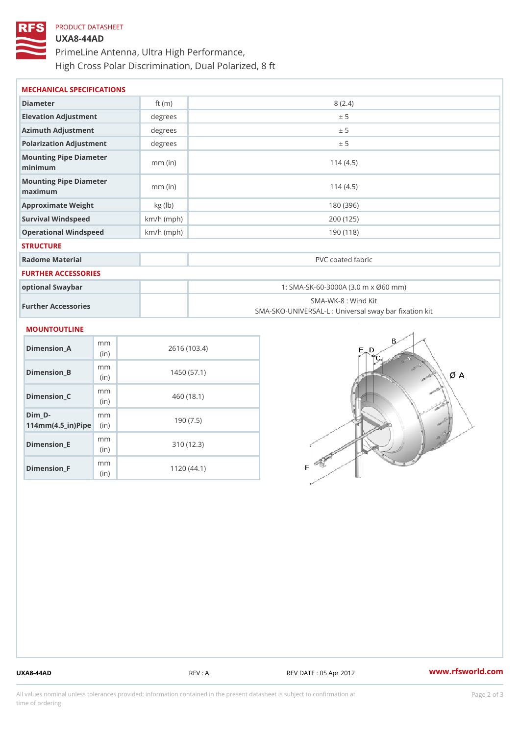PRODUCT DATASHEET

# UXA8-44AD

PrimeLine Antenna, Ultra High Performance,
High Cross Polar Discrimination, Dual Polarized, 8 ft

## MECHANICAL SPECIFICATIONS

| Diameter | ft (m) | 8 (2.4) |
|---|---|---|
| Elevation Adjustment | degrees | ± 5 |
| Azimuth Adjustment | degrees | ± 5 |
| Polarization Adjustment | degrees | ± 5 |
| Mounting Pipe Diameter minimum | mm (in) | 114 (4.5) |
| Mounting Pipe Diameter maximum | mm (in) | 114 (4.5) |
| Approximate Weight | kg (lb) | 180 (396) |
| Survival Windspeed | km/h (mph) | 200 (125) |
| Operational Windspeed | km/h (mph) | 190 (118) |

## STRUCTURE

| Radome Material | | PVC coated fabric |
|---|---|---|

## FURTHER ACCESSORIES

| optional Swaybar | | 1: SMA-SK-60-3000A (3.0 m x Ø60 mm) |
|---|---|---|
| Further Accessories | | SMA-WK-8 : Wind Kit<br>SMA-SKO-UNIVERSAL-L : Universal sway bar fixation kit |

## MOUNTOUTLINE

| Dimension_A | mm (in) | 2616 (103.4) |
|---|---|---|
| Dimension_B | mm (in) | 1450 (57.1) |
| Dimension_C | mm (in) | 460 (18.1) |
| Dim_D-114mm(4.5_in)Pipe | mm (in) | 190 (7.5) |
| Dimension_E | mm (in) | 310 (12.3) |
| Dimension_F | mm (in) | 1120 (44.1) |

UXA8-44AD REV : A REV DATE : 05 Apr 2012 www.rfsworld.com

All values nominal unless tolerances provided; information contained in the present datasheet is subject to confirmation at time of ordering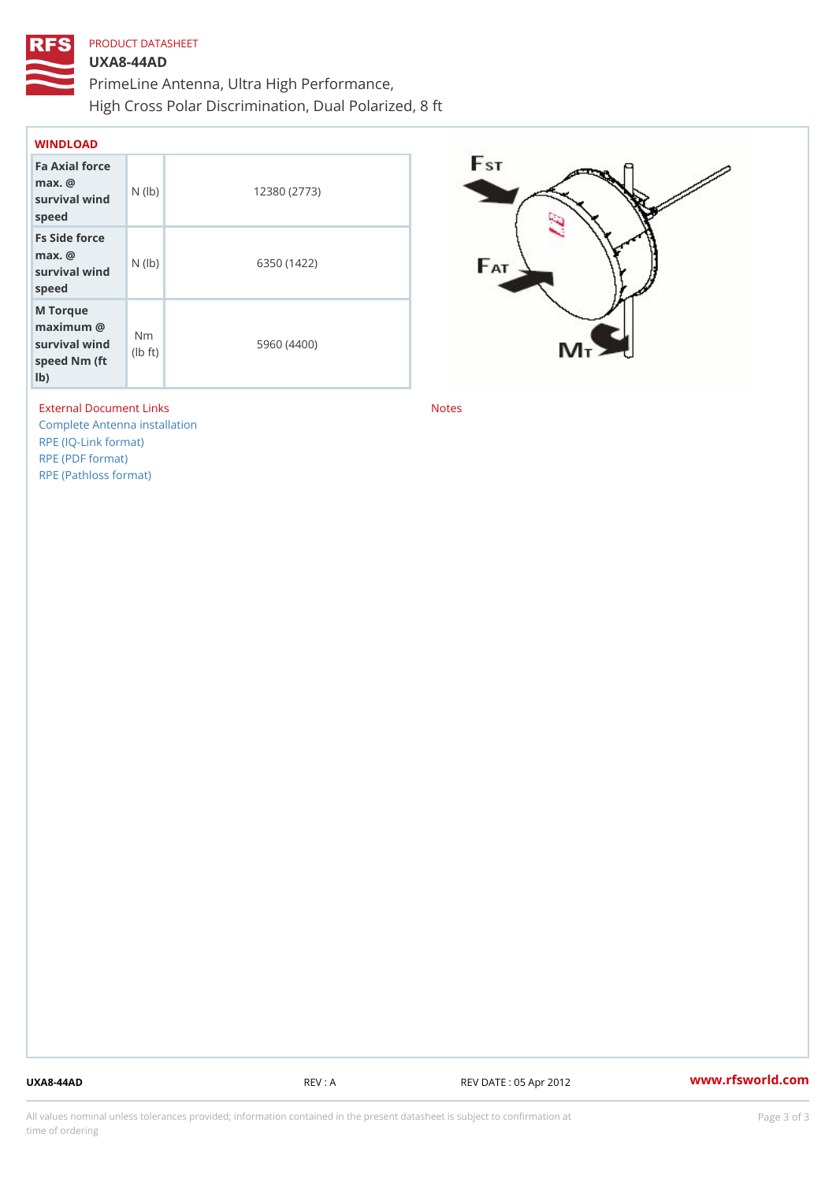PRODUCT DATASHEET

# UXA8-44AD

PrimeLine Antenna, Ultra High Performance,
High Cross Polar Discrimination, Dual Polarized, 8 ft

## WINDLOAD

| | | |
|---|---|---|
| Fa Axial force max. @ survival wind speed | N (lb) | 12380 (2773) |
| Fs Side force max. @ survival wind speed | N (lb) | 6350 (1422) |
| M Torque maximum @ survival wind speed Nm (ft lb) | Nm (lb ft) | 5960 (4400) |

FST

FAT

MT

External Document Links

Complete Antenna installation

RPE (IQ-Link format)

RPE (PDF format)

RPE (Pathloss format)

Notes

UXA8-44AD REV : A REV DATE : 05 Apr 2012 www.rfsworld.com

All values nominal unless tolerances provided; information contained in the present datasheet is subject to confirmation at time of ordering